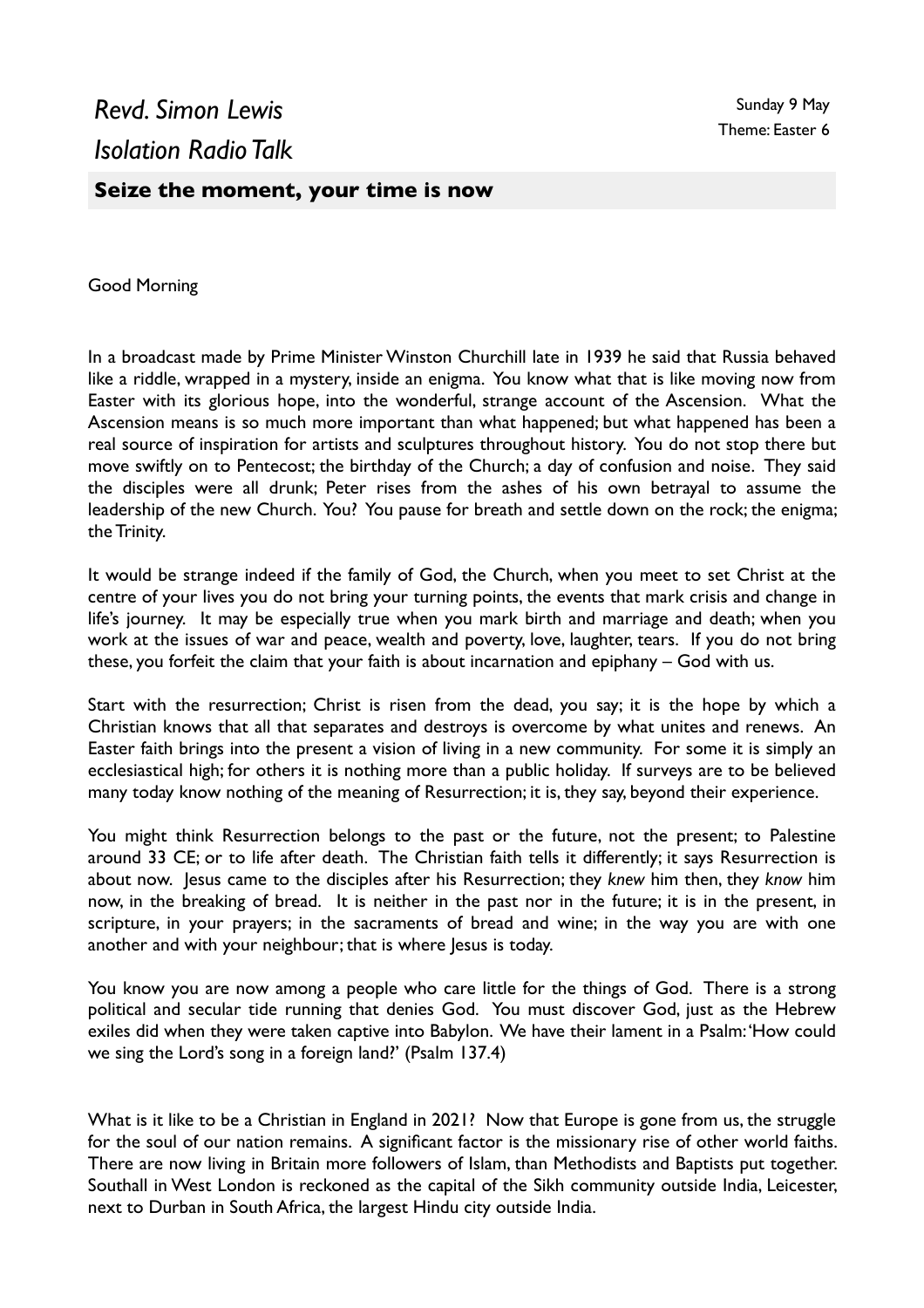*Revd. Simon Lewis*

*Isolation Radio Talk*

Sunday 9 May
Theme: Easter 6

## Seize the moment, your time is now

Good Morning

In a broadcast made by Prime Minister Winston Churchill late in 1939 he said that Russia behaved like a riddle, wrapped in a mystery, inside an enigma. You know what that is like moving now from Easter with its glorious hope, into the wonderful, strange account of the Ascension. What the Ascension means is so much more important than what happened; but what happened has been a real source of inspiration for artists and sculptures throughout history. You do not stop there but move swiftly on to Pentecost; the birthday of the Church; a day of confusion and noise. They said the disciples were all drunk; Peter rises from the ashes of his own betrayal to assume the leadership of the new Church. You? You pause for breath and settle down on the rock; the enigma; the Trinity.

It would be strange indeed if the family of God, the Church, when you meet to set Christ at the centre of your lives you do not bring your turning points, the events that mark crisis and change in life's journey. It may be especially true when you mark birth and marriage and death; when you work at the issues of war and peace, wealth and poverty, love, laughter, tears. If you do not bring these, you forfeit the claim that your faith is about incarnation and epiphany – God with us.

Start with the resurrection; Christ is risen from the dead, you say; it is the hope by which a Christian knows that all that separates and destroys is overcome by what unites and renews. An Easter faith brings into the present a vision of living in a new community. For some it is simply an ecclesiastical high; for others it is nothing more than a public holiday. If surveys are to be believed many today know nothing of the meaning of Resurrection; it is, they say, beyond their experience.

You might think Resurrection belongs to the past or the future, not the present; to Palestine around 33 CE; or to life after death. The Christian faith tells it differently; it says Resurrection is about now. Jesus came to the disciples after his Resurrection; they *knew* him then, they *know* him now, in the breaking of bread. It is neither in the past nor in the future; it is in the present, in scripture, in your prayers; in the sacraments of bread and wine; in the way you are with one another and with your neighbour; that is where Jesus is today.

You know you are now among a people who care little for the things of God. There is a strong political and secular tide running that denies God. You must discover God, just as the Hebrew exiles did when they were taken captive into Babylon. We have their lament in a Psalm: 'How could we sing the Lord's song in a foreign land?' (Psalm 137.4)

What is it like to be a Christian in England in 2021? Now that Europe is gone from us, the struggle for the soul of our nation remains. A significant factor is the missionary rise of other world faiths. There are now living in Britain more followers of Islam, than Methodists and Baptists put together. Southall in West London is reckoned as the capital of the Sikh community outside India, Leicester, next to Durban in South Africa, the largest Hindu city outside India.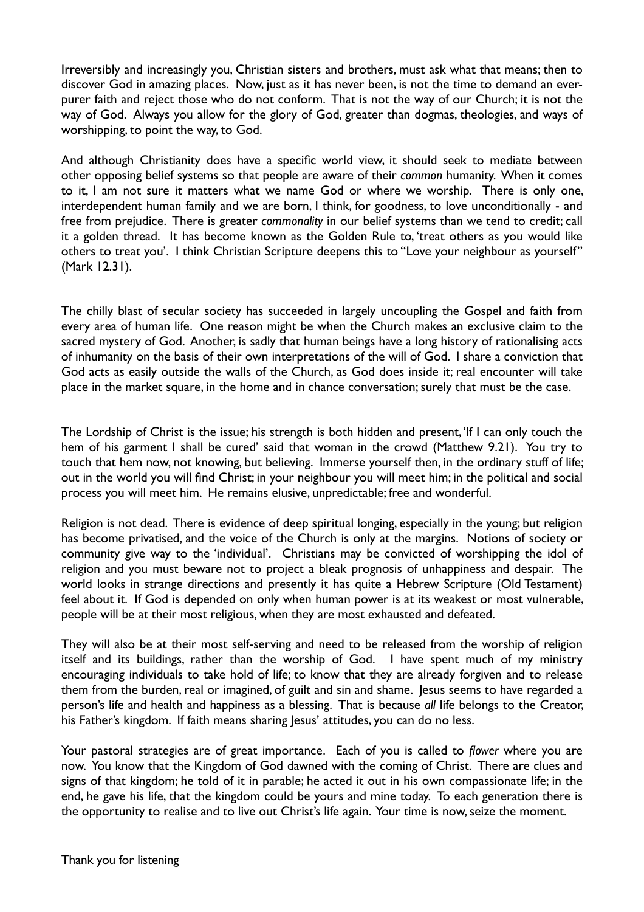Irreversibly and increasingly you, Christian sisters and brothers, must ask what that means; then to discover God in amazing places. Now, just as it has never been, is not the time to demand an ever-purer faith and reject those who do not conform. That is not the way of our Church; it is not the way of God. Always you allow for the glory of God, greater than dogmas, theologies, and ways of worshipping, to point the way, to God.

And although Christianity does have a specific world view, it should seek to mediate between other opposing belief systems so that people are aware of their *common* humanity. When it comes to it, I am not sure it matters what we name God or where we worship. There is only one, interdependent human family and we are born, I think, for goodness, to love unconditionally - and free from prejudice. There is greater *commonality* in our belief systems than we tend to credit; call it a golden thread. It has become known as the Golden Rule to, 'treat others as you would like others to treat you'. I think Christian Scripture deepens this to "Love your neighbour as yourself" (Mark 12.31).

The chilly blast of secular society has succeeded in largely uncoupling the Gospel and faith from every area of human life. One reason might be when the Church makes an exclusive claim to the sacred mystery of God. Another, is sadly that human beings have a long history of rationalising acts of inhumanity on the basis of their own interpretations of the will of God. I share a conviction that God acts as easily outside the walls of the Church, as God does inside it; real encounter will take place in the market square, in the home and in chance conversation; surely that must be the case.

The Lordship of Christ is the issue; his strength is both hidden and present, 'If I can only touch the hem of his garment I shall be cured' said that woman in the crowd (Matthew 9.21). You try to touch that hem now, not knowing, but believing. Immerse yourself then, in the ordinary stuff of life; out in the world you will find Christ; in your neighbour you will meet him; in the political and social process you will meet him. He remains elusive, unpredictable; free and wonderful.

Religion is not dead. There is evidence of deep spiritual longing, especially in the young; but religion has become privatised, and the voice of the Church is only at the margins. Notions of society or community give way to the 'individual'. Christians may be convicted of worshipping the idol of religion and you must beware not to project a bleak prognosis of unhappiness and despair. The world looks in strange directions and presently it has quite a Hebrew Scripture (Old Testament) feel about it. If God is depended on only when human power is at its weakest or most vulnerable, people will be at their most religious, when they are most exhausted and defeated.

They will also be at their most self-serving and need to be released from the worship of religion itself and its buildings, rather than the worship of God. I have spent much of my ministry encouraging individuals to take hold of life; to know that they are already forgiven and to release them from the burden, real or imagined, of guilt and sin and shame. Jesus seems to have regarded a person's life and health and happiness as a blessing. That is because *all* life belongs to the Creator, his Father's kingdom. If faith means sharing Jesus' attitudes, you can do no less.

Your pastoral strategies are of great importance. Each of you is called to *flower* where you are now. You know that the Kingdom of God dawned with the coming of Christ. There are clues and signs of that kingdom; he told of it in parable; he acted it out in his own compassionate life; in the end, he gave his life, that the kingdom could be yours and mine today. To each generation there is the opportunity to realise and to live out Christ's life again. Your time is now, seize the moment.

Thank you for listening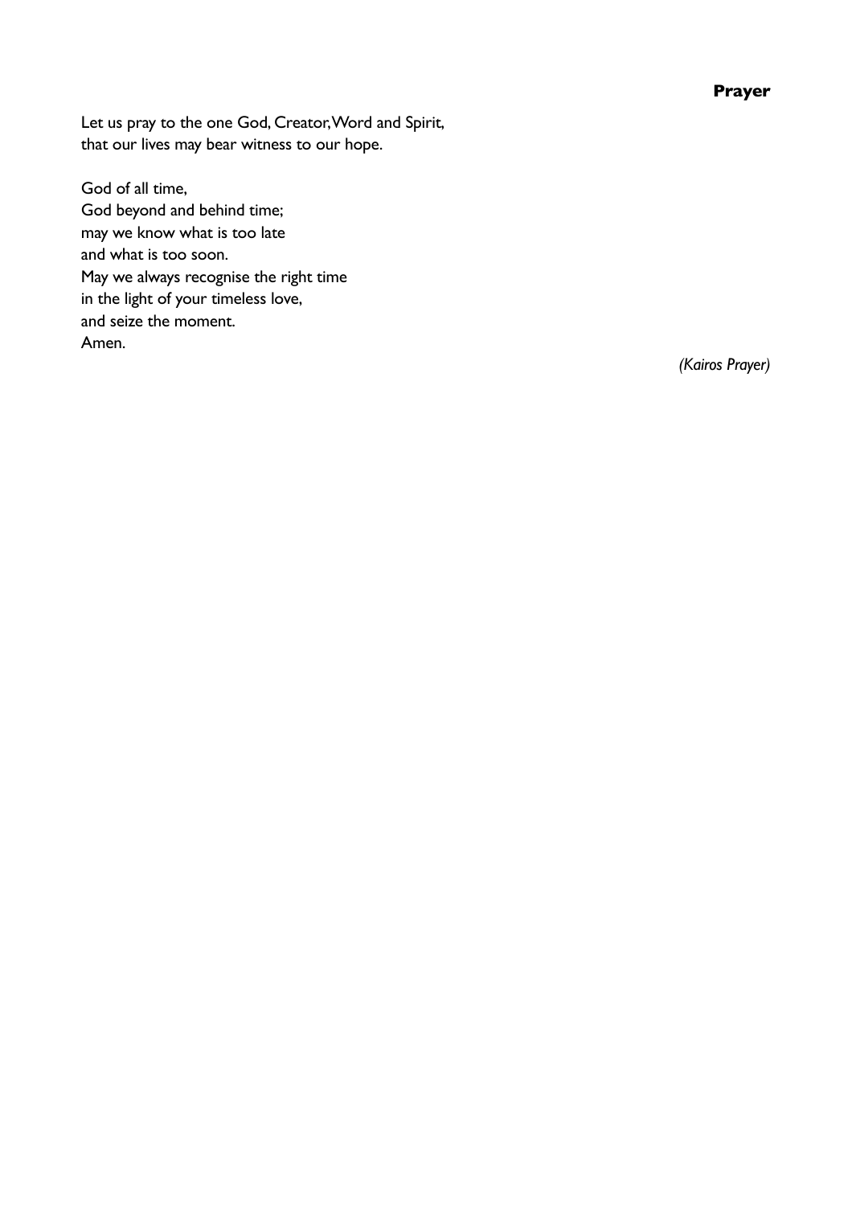**Prayer**

Let us pray to the one God, Creator, Word and Spirit,
that our lives may bear witness to our hope.

God of all time,
God beyond and behind time;
may we know what is too late
and what is too soon.
May we always recognise the right time
in the light of your timeless love,
and seize the moment.
Amen.

*(Kairos Prayer)*